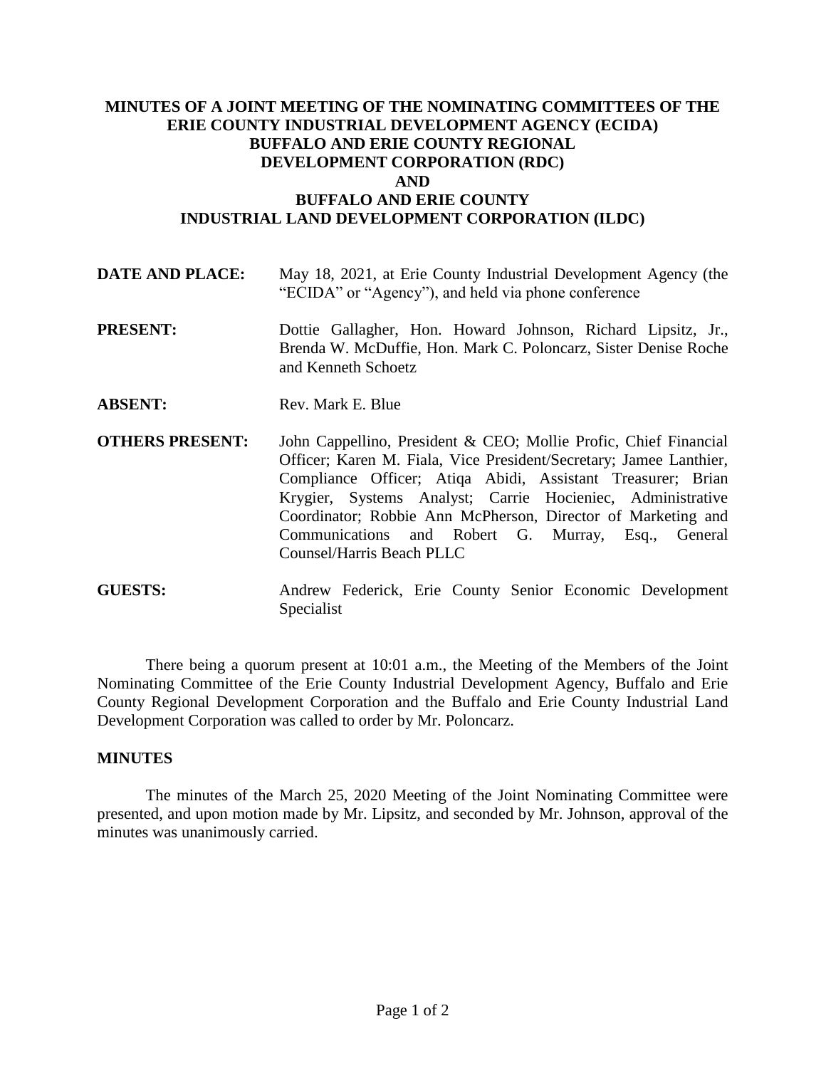# MINUTES OF A JOINT MEETING OF THE NOMINATING COMMITTEES OF THE ERIE COUNTY INDUSTRIAL DEVELOPMENT AGENCY (ECIDA) BUFFALO AND ERIE COUNTY REGIONAL DEVELOPMENT CORPORATION (RDC) AND BUFFALO AND ERIE COUNTY INDUSTRIAL LAND DEVELOPMENT CORPORATION (ILDC)

**DATE AND PLACE:** May 18, 2021, at Erie County Industrial Development Agency (the "ECIDA" or "Agency"), and held via phone conference

**PRESENT:** Dottie Gallagher, Hon. Howard Johnson, Richard Lipsitz, Jr., Brenda W. McDuffie, Hon. Mark C. Poloncarz, Sister Denise Roche and Kenneth Schoetz

**ABSENT:** Rev. Mark E. Blue

**OTHERS PRESENT:** John Cappellino, President & CEO; Mollie Profic, Chief Financial Officer; Karen M. Fiala, Vice President/Secretary; Jamee Lanthier, Compliance Officer; Atiqa Abidi, Assistant Treasurer; Brian Krygier, Systems Analyst; Carrie Hocieniec, Administrative Coordinator; Robbie Ann McPherson, Director of Marketing and Communications and Robert G. Murray, Esq., General Counsel/Harris Beach PLLC

**GUESTS:** Andrew Federick, Erie County Senior Economic Development Specialist

There being a quorum present at 10:01 a.m., the Meeting of the Members of the Joint Nominating Committee of the Erie County Industrial Development Agency, Buffalo and Erie County Regional Development Corporation and the Buffalo and Erie County Industrial Land Development Corporation was called to order by Mr. Poloncarz.

## MINUTES

The minutes of the March 25, 2020 Meeting of the Joint Nominating Committee were presented, and upon motion made by Mr. Lipsitz, and seconded by Mr. Johnson, approval of the minutes was unanimously carried.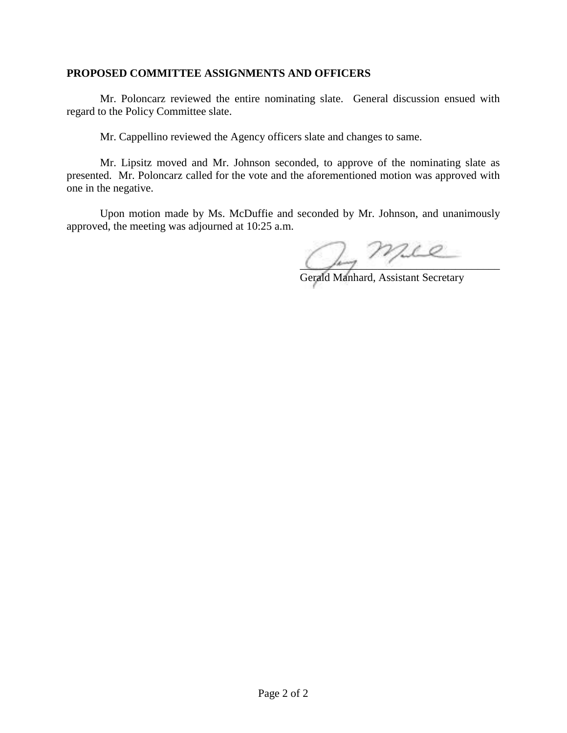## PROPOSED COMMITTEE ASSIGNMENTS AND OFFICERS

Mr. Poloncarz reviewed the entire nominating slate. General discussion ensued with regard to the Policy Committee slate.

Mr. Cappellino reviewed the Agency officers slate and changes to same.

Mr. Lipsitz moved and Mr. Johnson seconded, to approve of the nominating slate as presented. Mr. Poloncarz called for the vote and the aforementioned motion was approved with one in the negative.

Upon motion made by Ms. McDuffie and seconded by Mr. Johnson, and unanimously approved, the meeting was adjourned at 10:25 a.m.

Gerald Manhard, Assistant Secretary